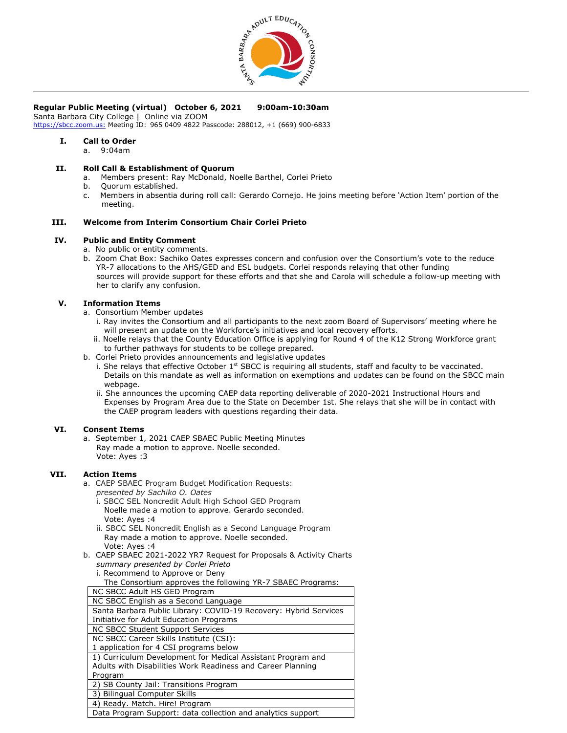**Regular Public Meeting (virtual) October 6, 2021 9:00am-10:30am**
Santa Barbara City College | Online via ZOOM
https://sbcc.zoom.us: Meeting ID: 965 0409 4822 Passcode: 288012, +1 (669) 900-6833

**I. Call to Order**

a. 9:04am

**II. Roll Call & Establishment of Quorum**

a. Members present: Ray McDonald, Noelle Barthel, Corlei Prieto
b. Quorum established.
c. Members in absentia during roll call: Gerardo Cornejo. He joins meeting before 'Action Item' portion of the meeting.

**III. Welcome from Interim Consortium Chair Corlei Prieto**

**IV. Public and Entity Comment**

a. No public or entity comments.
b. Zoom Chat Box: Sachiko Oates expresses concern and confusion over the Consortium's vote to the reduce YR-7 allocations to the AHS/GED and ESL budgets. Corlei responds relaying that other funding sources will provide support for these efforts and that she and Carola will schedule a follow-up meeting with her to clarify any confusion.

**V. Information Items**

a. Consortium Member updates
  i. Ray invites the Consortium and all participants to the next zoom Board of Supervisors' meeting where he will present an update on the Workforce's initiatives and local recovery efforts.
  ii. Noelle relays that the County Education Office is applying for Round 4 of the K12 Strong Workforce grant to further pathways for students to be college prepared.
b. Corlei Prieto provides announcements and legislative updates
  i. She relays that effective October 1st SBCC is requiring all students, staff and faculty to be vaccinated. Details on this mandate as well as information on exemptions and updates can be found on the SBCC main webpage.
  ii. She announces the upcoming CAEP data reporting deliverable of 2020-2021 Instructional Hours and Expenses by Program Area due to the State on December 1st. She relays that she will be in contact with the CAEP program leaders with questions regarding their data.

**VI. Consent Items**

a. September 1, 2021 CAEP SBAEC Public Meeting Minutes
   Ray made a motion to approve. Noelle seconded.
   Vote: Ayes :3

**VII. Action Items**

a. CAEP SBAEC Program Budget Modification Requests:
   *presented by Sachiko O. Oates*
  i. SBCC SEL Noncredit Adult High School GED Program
     Noelle made a motion to approve. Gerardo seconded.
     Vote: Ayes :4
  ii. SBCC SEL Noncredit English as a Second Language Program
     Ray made a motion to approve. Noelle seconded.
     Vote: Ayes :4
b. CAEP SBAEC 2021-2022 YR7 Request for Proposals & Activity Charts
   *summary presented by Corlei Prieto*
  i. Recommend to Approve or Deny
     The Consortium approves the following YR-7 SBAEC Programs:

| |
|---|
| NC SBCC Adult HS GED Program |
| NC SBCC English as a Second Language |
| Santa Barbara Public Library: COVID-19 Recovery: Hybrid Services Initiative for Adult Education Programs |
| NC SBCC Student Support Services |
| NC SBCC Career Skills Institute (CSI): 1 application for 4 CSI programs below |
| 1) Curriculum Development for Medical Assistant Program and Adults with Disabilities Work Readiness and Career Planning Program |
| 2) SB County Jail: Transitions Program |
| 3) Bilingual Computer Skills |
| 4) Ready. Match. Hire! Program |
| Data Program Support: data collection and analytics support |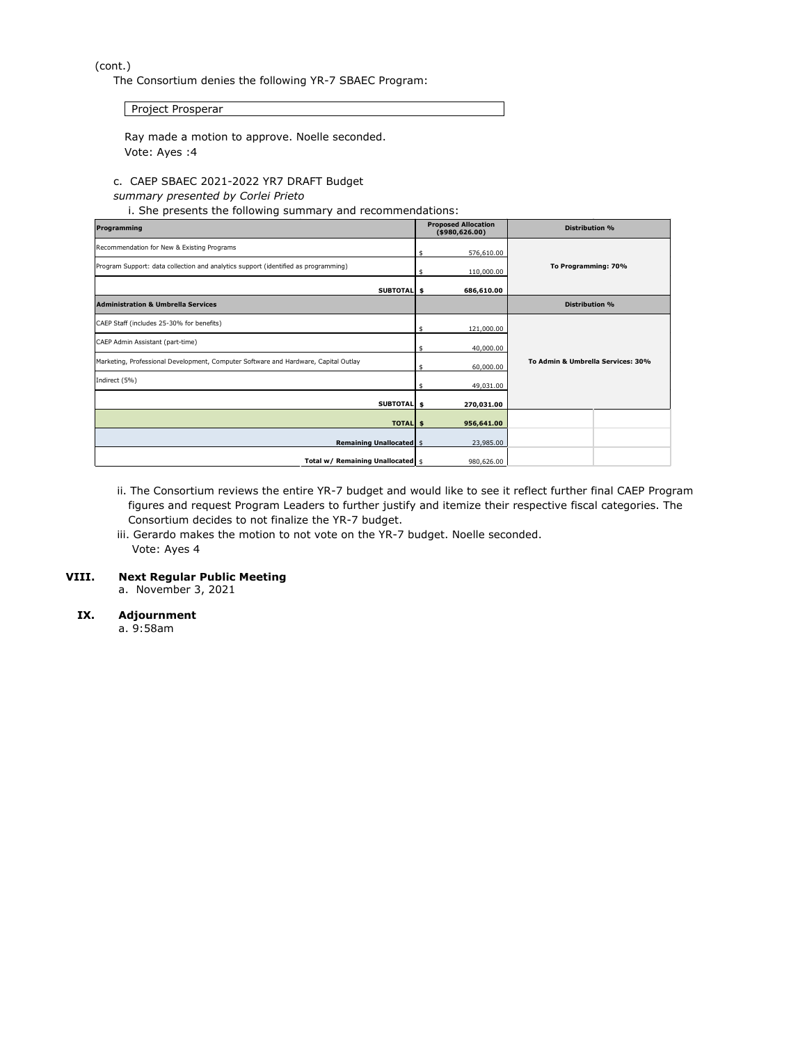(cont.)

The Consortium denies the following YR-7 SBAEC Program:

| Project Prosperar |
|---|

Ray made a motion to approve. Noelle seconded.
Vote: Ayes :4

c. CAEP SBAEC 2021-2022 YR7 DRAFT Budget
*summary presented by Corlei Prieto*

i. She presents the following summary and recommendations:

| Programming | Proposed Allocation ($980,626.00) | Distribution % | |
|---|---|---|---|
| Recommendation for New & Existing Programs | $ 576,610.00 | To Programming: 70% | |
| Program Support: data collection and analytics support (identified as programming) | $ 110,000.00 | | |
| SUBTOTAL | $ 686,610.00 | | |
| **Administration & Umbrella Services** | | **Distribution %** | |
| CAEP Staff (includes 25-30% for benefits) | $ 121,000.00 | To Admin & Umbrella Services: 30% | |
| CAEP Admin Assistant (part-time) | $ 40,000.00 | | |
| Marketing, Professional Development, Computer Software and Hardware, Capital Outlay | $ 60,000.00 | | |
| Indirect (5%) | $ 49,031.00 | | |
| SUBTOTAL | $ 270,031.00 | | |
| TOTAL | $ 956,641.00 | | |
| Remaining Unallocated | $ 23,985.00 | | |
| Total w/ Remaining Unallocated | $ 980,626.00 | | |

ii. The Consortium reviews the entire YR-7 budget and would like to see it reflect further final CAEP Program figures and request Program Leaders to further justify and itemize their respective fiscal categories. The Consortium decides to not finalize the YR-7 budget.

iii. Gerardo makes the motion to not vote on the YR-7 budget. Noelle seconded.
Vote: Ayes 4

## VIII. Next Regular Public Meeting

a. November 3, 2021

## IX. Adjournment

a. 9:58am